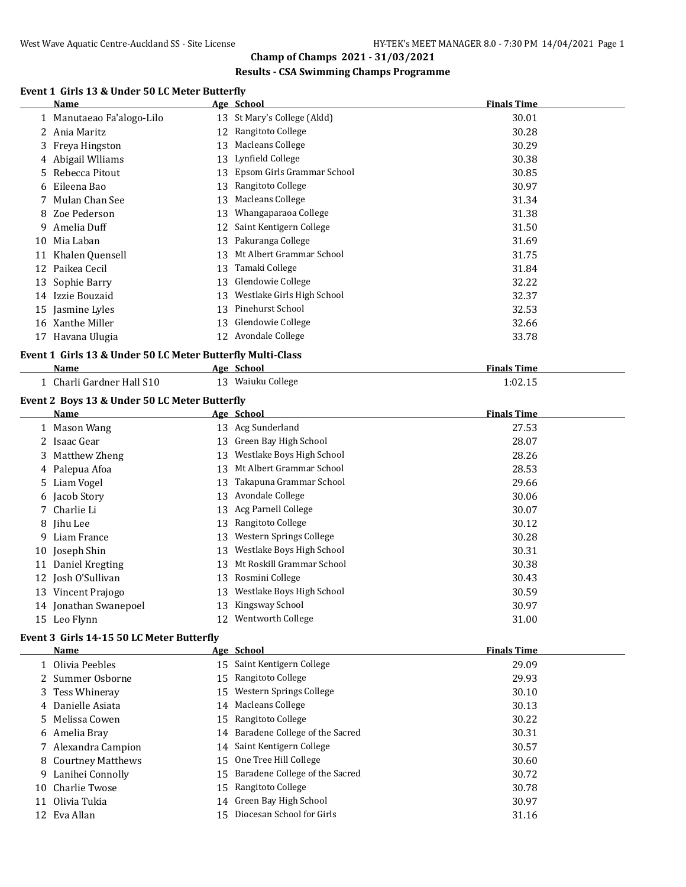# Champ of Champs 2021 - 31/03/2021

## Results - CSA Swimming Champs Programme

### Event 1 Girls 13 & Under 50 LC Meter Butterfly

| | Name | Age | School | Finals Time |
|---|---|---|---|---|
| 1 | Manutaeao Fa'alogo-Lilo | 13 | St Mary's College (Akld) | 30.01 |
| 2 | Ania Maritz | 12 | Rangitoto College | 30.28 |
| 3 | Freya Hingston | 13 | Macleans College | 30.29 |
| 4 | Abigail Wlliams | 13 | Lynfield College | 30.38 |
| 5 | Rebecca Pitout | 13 | Epsom Girls Grammar School | 30.85 |
| 6 | Eileena Bao | 13 | Rangitoto College | 30.97 |
| 7 | Mulan Chan See | 13 | Macleans College | 31.34 |
| 8 | Zoe Pederson | 13 | Whangaparaoa College | 31.38 |
| 9 | Amelia Duff | 12 | Saint Kentigern College | 31.50 |
| 10 | Mia Laban | 13 | Pakuranga College | 31.69 |
| 11 | Khalen Quensell | 13 | Mt Albert Grammar School | 31.75 |
| 12 | Paikea Cecil | 13 | Tamaki College | 31.84 |
| 13 | Sophie Barry | 13 | Glendowie College | 32.22 |
| 14 | Izzie Bouzaid | 13 | Westlake Girls High School | 32.37 |
| 15 | Jasmine Lyles | 13 | Pinehurst School | 32.53 |
| 16 | Xanthe Miller | 13 | Glendowie College | 32.66 |
| 17 | Havana Ulugia | 12 | Avondale College | 33.78 |

### Event 1 Girls 13 & Under 50 LC Meter Butterfly Multi-Class

| | Name | Age | School | Finals Time |
|---|---|---|---|---|
| 1 | Charli Gardner Hall S10 | 13 | Waiuku College | 1:02.15 |

### Event 2 Boys 13 & Under 50 LC Meter Butterfly

| | Name | Age | School | Finals Time |
|---|---|---|---|---|
| 1 | Mason Wang | 13 | Acg Sunderland | 27.53 |
| 2 | Isaac Gear | 13 | Green Bay High School | 28.07 |
| 3 | Matthew Zheng | 13 | Westlake Boys High School | 28.26 |
| 4 | Palepua Afoa | 13 | Mt Albert Grammar School | 28.53 |
| 5 | Liam Vogel | 13 | Takapuna Grammar School | 29.66 |
| 6 | Jacob Story | 13 | Avondale College | 30.06 |
| 7 | Charlie Li | 13 | Acg Parnell College | 30.07 |
| 8 | Jihu Lee | 13 | Rangitoto College | 30.12 |
| 9 | Liam France | 13 | Western Springs College | 30.28 |
| 10 | Joseph Shin | 13 | Westlake Boys High School | 30.31 |
| 11 | Daniel Kregting | 13 | Mt Roskill Grammar School | 30.38 |
| 12 | Josh O'Sullivan | 13 | Rosmini College | 30.43 |
| 13 | Vincent Prajogo | 13 | Westlake Boys High School | 30.59 |
| 14 | Jonathan Swanepoel | 13 | Kingsway School | 30.97 |
| 15 | Leo Flynn | 12 | Wentworth College | 31.00 |

### Event 3 Girls 14-15 50 LC Meter Butterfly

| | Name | Age | School | Finals Time |
|---|---|---|---|---|
| 1 | Olivia Peebles | 15 | Saint Kentigern College | 29.09 |
| 2 | Summer Osborne | 15 | Rangitoto College | 29.93 |
| 3 | Tess Whineray | 15 | Western Springs College | 30.10 |
| 4 | Danielle Asiata | 14 | Macleans College | 30.13 |
| 5 | Melissa Cowen | 15 | Rangitoto College | 30.22 |
| 6 | Amelia Bray | 14 | Baradene College of the Sacred | 30.31 |
| 7 | Alexandra Campion | 14 | Saint Kentigern College | 30.57 |
| 8 | Courtney Matthews | 15 | One Tree Hill College | 30.60 |
| 9 | Lanihei Connolly | 15 | Baradene College of the Sacred | 30.72 |
| 10 | Charlie Twose | 15 | Rangitoto College | 30.78 |
| 11 | Olivia Tukia | 14 | Green Bay High School | 30.97 |
| 12 | Eva Allan | 15 | Diocesan School for Girls | 31.16 |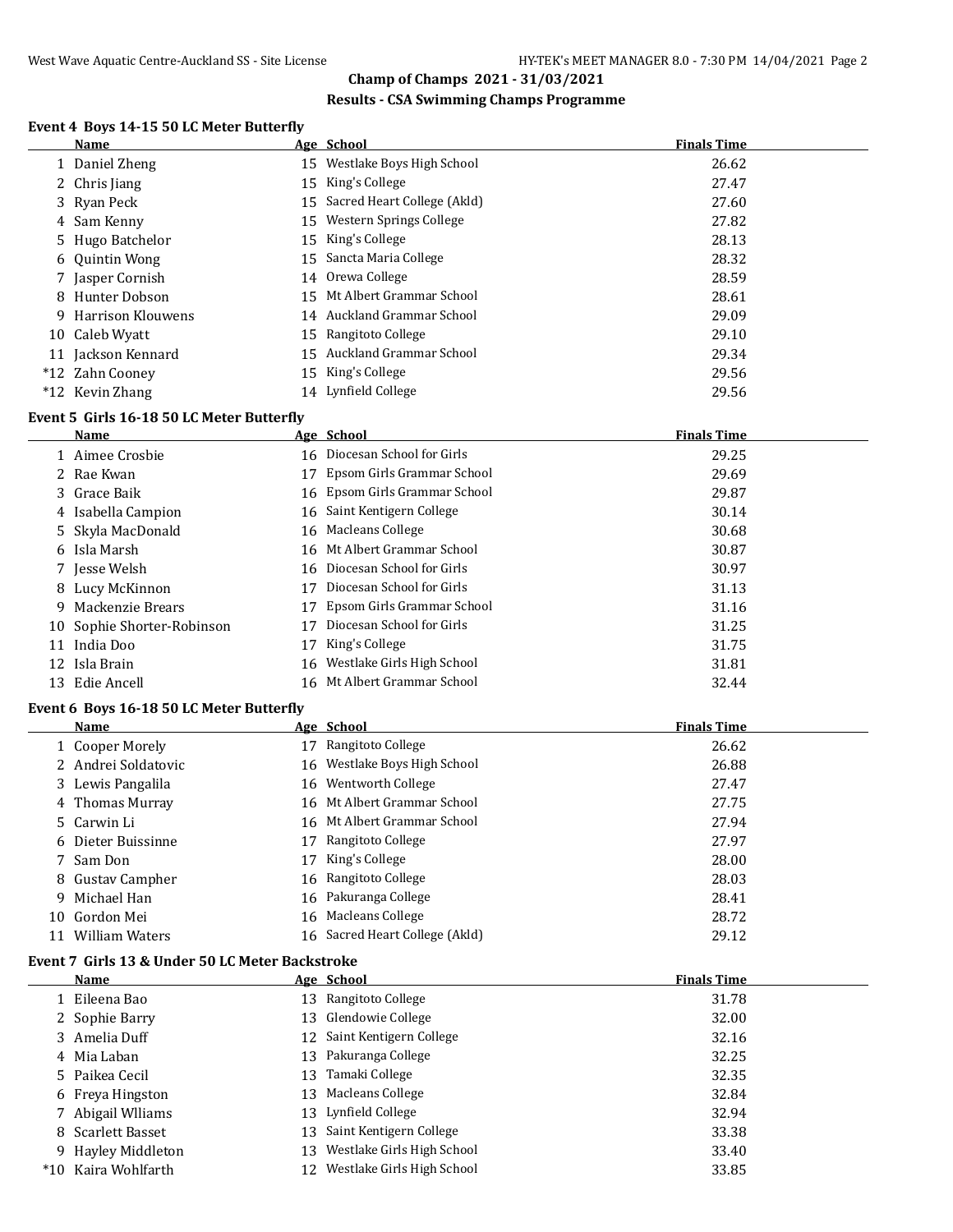## Champ of Champs 2021 - 31/03/2021

### Results - CSA Swimming Champs Programme

#### Event 4 Boys 14-15 50 LC Meter Butterfly

| | Name | Age | School | Finals Time |
|---|---|---|---|---|
| 1 | Daniel Zheng | 15 | Westlake Boys High School | 26.62 |
| 2 | Chris Jiang | 15 | King's College | 27.47 |
| 3 | Ryan Peck | 15 | Sacred Heart College (Akld) | 27.60 |
| 4 | Sam Kenny | 15 | Western Springs College | 27.82 |
| 5 | Hugo Batchelor | 15 | King's College | 28.13 |
| 6 | Quintin Wong | 15 | Sancta Maria College | 28.32 |
| 7 | Jasper Cornish | 14 | Orewa College | 28.59 |
| 8 | Hunter Dobson | 15 | Mt Albert Grammar School | 28.61 |
| 9 | Harrison Klouwens | 14 | Auckland Grammar School | 29.09 |
| 10 | Caleb Wyatt | 15 | Rangitoto College | 29.10 |
| 11 | Jackson Kennard | 15 | Auckland Grammar School | 29.34 |
| *12 | Zahn Cooney | 15 | King's College | 29.56 |
| *12 | Kevin Zhang | 14 | Lynfield College | 29.56 |

#### Event 5 Girls 16-18 50 LC Meter Butterfly

| | Name | Age | School | Finals Time |
|---|---|---|---|---|
| 1 | Aimee Crosbie | 16 | Diocesan School for Girls | 29.25 |
| 2 | Rae Kwan | 17 | Epsom Girls Grammar School | 29.69 |
| 3 | Grace Baik | 16 | Epsom Girls Grammar School | 29.87 |
| 4 | Isabella Campion | 16 | Saint Kentigern College | 30.14 |
| 5 | Skyla MacDonald | 16 | Macleans College | 30.68 |
| 6 | Isla Marsh | 16 | Mt Albert Grammar School | 30.87 |
| 7 | Jesse Welsh | 16 | Diocesan School for Girls | 30.97 |
| 8 | Lucy McKinnon | 17 | Diocesan School for Girls | 31.13 |
| 9 | Mackenzie Brears | 17 | Epsom Girls Grammar School | 31.16 |
| 10 | Sophie Shorter-Robinson | 17 | Diocesan School for Girls | 31.25 |
| 11 | India Doo | 17 | King's College | 31.75 |
| 12 | Isla Brain | 16 | Westlake Girls High School | 31.81 |
| 13 | Edie Ancell | 16 | Mt Albert Grammar School | 32.44 |

#### Event 6 Boys 16-18 50 LC Meter Butterfly

| | Name | Age | School | Finals Time |
|---|---|---|---|---|
| 1 | Cooper Morely | 17 | Rangitoto College | 26.62 |
| 2 | Andrei Soldatovic | 16 | Westlake Boys High School | 26.88 |
| 3 | Lewis Pangalila | 16 | Wentworth College | 27.47 |
| 4 | Thomas Murray | 16 | Mt Albert Grammar School | 27.75 |
| 5 | Carwin Li | 16 | Mt Albert Grammar School | 27.94 |
| 6 | Dieter Buissinne | 17 | Rangitoto College | 27.97 |
| 7 | Sam Don | 17 | King's College | 28.00 |
| 8 | Gustav Campher | 16 | Rangitoto College | 28.03 |
| 9 | Michael Han | 16 | Pakuranga College | 28.41 |
| 10 | Gordon Mei | 16 | Macleans College | 28.72 |
| 11 | William Waters | 16 | Sacred Heart College (Akld) | 29.12 |

#### Event 7 Girls 13 & Under 50 LC Meter Backstroke

| | Name | Age | School | Finals Time |
|---|---|---|---|---|
| 1 | Eileena Bao | 13 | Rangitoto College | 31.78 |
| 2 | Sophie Barry | 13 | Glendowie College | 32.00 |
| 3 | Amelia Duff | 12 | Saint Kentigern College | 32.16 |
| 4 | Mia Laban | 13 | Pakuranga College | 32.25 |
| 5 | Paikea Cecil | 13 | Tamaki College | 32.35 |
| 6 | Freya Hingston | 13 | Macleans College | 32.84 |
| 7 | Abigail Wlliams | 13 | Lynfield College | 32.94 |
| 8 | Scarlett Basset | 13 | Saint Kentigern College | 33.38 |
| 9 | Hayley Middleton | 13 | Westlake Girls High School | 33.40 |
| *10 | Kaira Wohlfarth | 12 | Westlake Girls High School | 33.85 |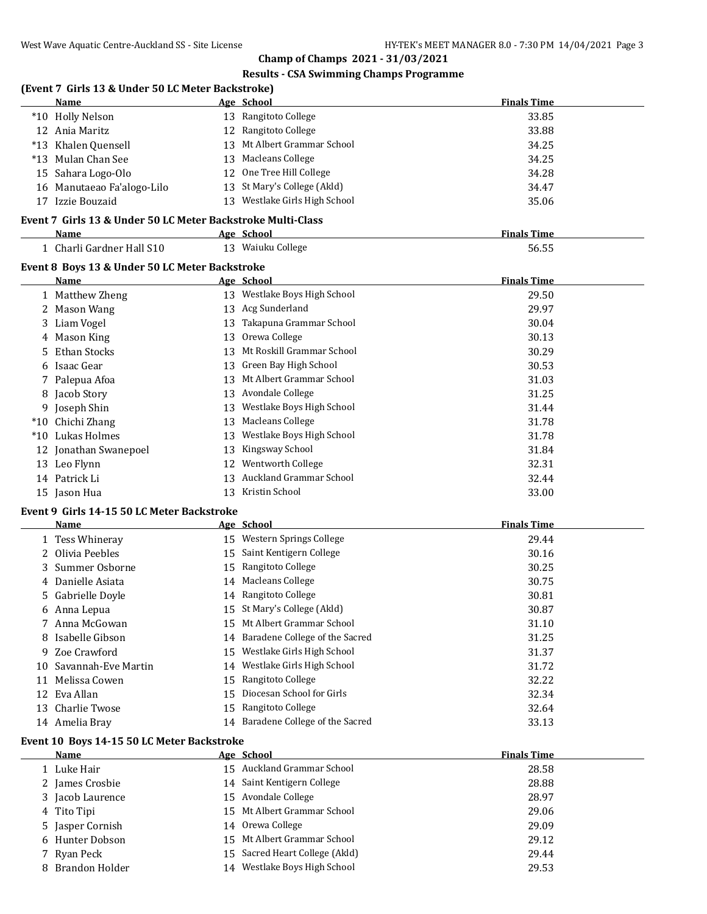## Champ of Champs 2021 - 31/03/2021

### Results - CSA Swimming Champs Programme

### (Event 7 Girls 13 & Under 50 LC Meter Backstroke)

| | Name | Age | School | Finals Time |
|---|---|---|---|---|
| *10 | Holly Nelson | 13 | Rangitoto College | 33.85 |
| 12 | Ania Maritz | 12 | Rangitoto College | 33.88 |
| *13 | Khalen Quensell | 13 | Mt Albert Grammar School | 34.25 |
| *13 | Mulan Chan See | 13 | Macleans College | 34.25 |
| 15 | Sahara Logo-Olo | 12 | One Tree Hill College | 34.28 |
| 16 | Manutaeao Fa'alogo-Lilo | 13 | St Mary's College (Akld) | 34.47 |
| 17 | Izzie Bouzaid | 13 | Westlake Girls High School | 35.06 |

### Event 7 Girls 13 & Under 50 LC Meter Backstroke Multi-Class

| | Name | Age | School | Finals Time |
|---|---|---|---|---|
| 1 | Charli Gardner Hall S10 | 13 | Waiuku College | 56.55 |

### Event 8 Boys 13 & Under 50 LC Meter Backstroke

| | Name | Age | School | Finals Time |
|---|---|---|---|---|
| 1 | Matthew Zheng | 13 | Westlake Boys High School | 29.50 |
| 2 | Mason Wang | 13 | Acg Sunderland | 29.97 |
| 3 | Liam Vogel | 13 | Takapuna Grammar School | 30.04 |
| 4 | Mason King | 13 | Orewa College | 30.13 |
| 5 | Ethan Stocks | 13 | Mt Roskill Grammar School | 30.29 |
| 6 | Isaac Gear | 13 | Green Bay High School | 30.53 |
| 7 | Palepua Afoa | 13 | Mt Albert Grammar School | 31.03 |
| 8 | Jacob Story | 13 | Avondale College | 31.25 |
| 9 | Joseph Shin | 13 | Westlake Boys High School | 31.44 |
| *10 | Chichi Zhang | 13 | Macleans College | 31.78 |
| *10 | Lukas Holmes | 13 | Westlake Boys High School | 31.78 |
| 12 | Jonathan Swanepoel | 13 | Kingsway School | 31.84 |
| 13 | Leo Flynn | 12 | Wentworth College | 32.31 |
| 14 | Patrick Li | 13 | Auckland Grammar School | 32.44 |
| 15 | Jason Hua | 13 | Kristin School | 33.00 |

### Event 9 Girls 14-15 50 LC Meter Backstroke

| | Name | Age | School | Finals Time |
|---|---|---|---|---|
| 1 | Tess Whineray | 15 | Western Springs College | 29.44 |
| 2 | Olivia Peebles | 15 | Saint Kentigern College | 30.16 |
| 3 | Summer Osborne | 15 | Rangitoto College | 30.25 |
| 4 | Danielle Asiata | 14 | Macleans College | 30.75 |
| 5 | Gabrielle Doyle | 14 | Rangitoto College | 30.81 |
| 6 | Anna Lepua | 15 | St Mary's College (Akld) | 30.87 |
| 7 | Anna McGowan | 15 | Mt Albert Grammar School | 31.10 |
| 8 | Isabelle Gibson | 14 | Baradene College of the Sacred | 31.25 |
| 9 | Zoe Crawford | 15 | Westlake Girls High School | 31.37 |
| 10 | Savannah-Eve Martin | 14 | Westlake Girls High School | 31.72 |
| 11 | Melissa Cowen | 15 | Rangitoto College | 32.22 |
| 12 | Eva Allan | 15 | Diocesan School for Girls | 32.34 |
| 13 | Charlie Twose | 15 | Rangitoto College | 32.64 |
| 14 | Amelia Bray | 14 | Baradene College of the Sacred | 33.13 |

### Event 10 Boys 14-15 50 LC Meter Backstroke

| | Name | Age | School | Finals Time |
|---|---|---|---|---|
| 1 | Luke Hair | 15 | Auckland Grammar School | 28.58 |
| 2 | James Crosbie | 14 | Saint Kentigern College | 28.88 |
| 3 | Jacob Laurence | 15 | Avondale College | 28.97 |
| 4 | Tito Tipi | 15 | Mt Albert Grammar School | 29.06 |
| 5 | Jasper Cornish | 14 | Orewa College | 29.09 |
| 6 | Hunter Dobson | 15 | Mt Albert Grammar School | 29.12 |
| 7 | Ryan Peck | 15 | Sacred Heart College (Akld) | 29.44 |
| 8 | Brandon Holder | 14 | Westlake Boys High School | 29.53 |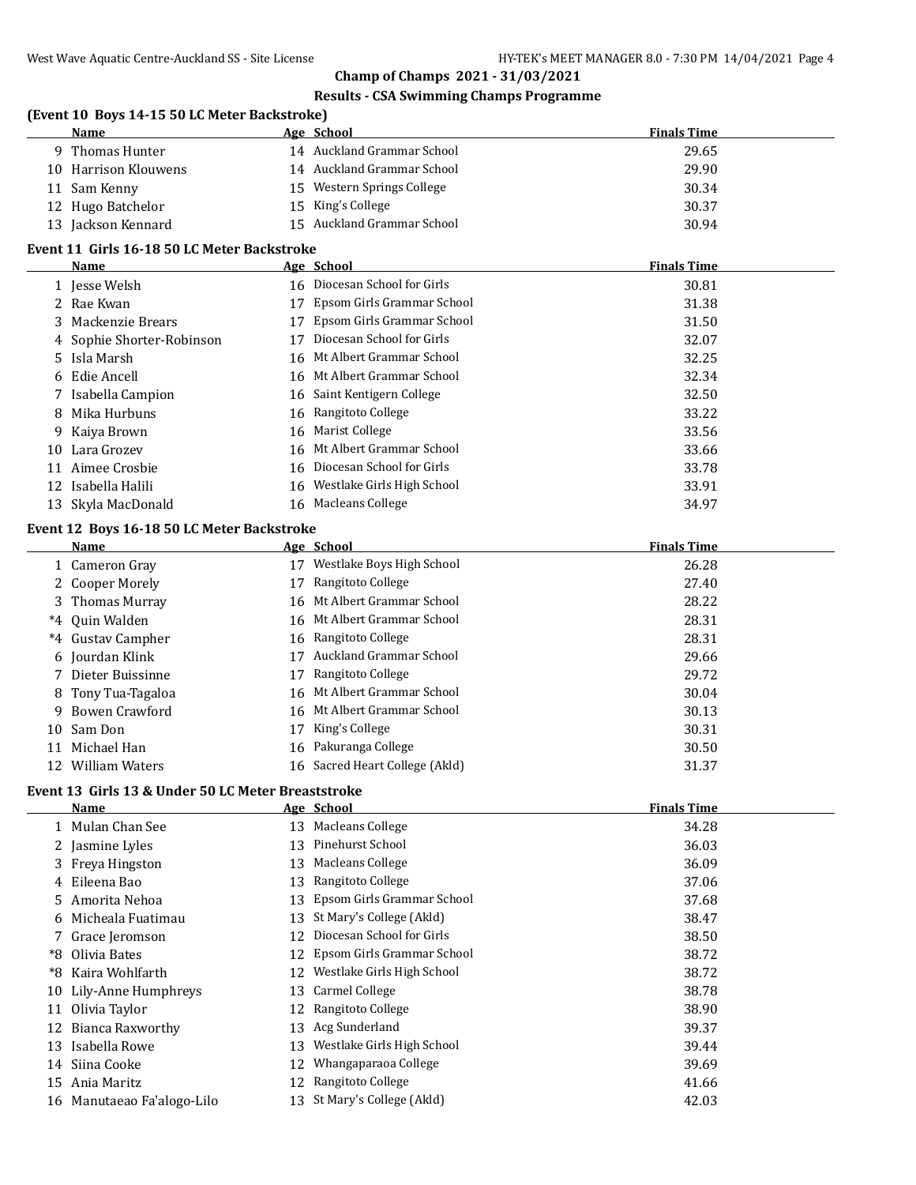**Champ of Champs 2021 - 31/03/2021**

**Results - CSA Swimming Champs Programme**

### (Event 10 Boys 14-15 50 LC Meter Backstroke)

| | Name | Age | School | Finals Time |
|---|---|---|---|---|
| 9 | Thomas Hunter | 14 | Auckland Grammar School | 29.65 |
| 10 | Harrison Klouwens | 14 | Auckland Grammar School | 29.90 |
| 11 | Sam Kenny | 15 | Western Springs College | 30.34 |
| 12 | Hugo Batchelor | 15 | King's College | 30.37 |
| 13 | Jackson Kennard | 15 | Auckland Grammar School | 30.94 |

### Event 11 Girls 16-18 50 LC Meter Backstroke

| | Name | Age | School | Finals Time |
|---|---|---|---|---|
| 1 | Jesse Welsh | 16 | Diocesan School for Girls | 30.81 |
| 2 | Rae Kwan | 17 | Epsom Girls Grammar School | 31.38 |
| 3 | Mackenzie Brears | 17 | Epsom Girls Grammar School | 31.50 |
| 4 | Sophie Shorter-Robinson | 17 | Diocesan School for Girls | 32.07 |
| 5 | Isla Marsh | 16 | Mt Albert Grammar School | 32.25 |
| 6 | Edie Ancell | 16 | Mt Albert Grammar School | 32.34 |
| 7 | Isabella Campion | 16 | Saint Kentigern College | 32.50 |
| 8 | Mika Hurbuns | 16 | Rangitoto College | 33.22 |
| 9 | Kaiya Brown | 16 | Marist College | 33.56 |
| 10 | Lara Grozev | 16 | Mt Albert Grammar School | 33.66 |
| 11 | Aimee Crosbie | 16 | Diocesan School for Girls | 33.78 |
| 12 | Isabella Halili | 16 | Westlake Girls High School | 33.91 |
| 13 | Skyla MacDonald | 16 | Macleans College | 34.97 |

### Event 12 Boys 16-18 50 LC Meter Backstroke

| | Name | Age | School | Finals Time |
|---|---|---|---|---|
| 1 | Cameron Gray | 17 | Westlake Boys High School | 26.28 |
| 2 | Cooper Morely | 17 | Rangitoto College | 27.40 |
| 3 | Thomas Murray | 16 | Mt Albert Grammar School | 28.22 |
| *4 | Quin Walden | 16 | Mt Albert Grammar School | 28.31 |
| *4 | Gustav Campher | 16 | Rangitoto College | 28.31 |
| 6 | Jourdan Klink | 17 | Auckland Grammar School | 29.66 |
| 7 | Dieter Buissinne | 17 | Rangitoto College | 29.72 |
| 8 | Tony Tua-Tagaloa | 16 | Mt Albert Grammar School | 30.04 |
| 9 | Bowen Crawford | 16 | Mt Albert Grammar School | 30.13 |
| 10 | Sam Don | 17 | King's College | 30.31 |
| 11 | Michael Han | 16 | Pakuranga College | 30.50 |
| 12 | William Waters | 16 | Sacred Heart College (Akld) | 31.37 |

### Event 13 Girls 13 & Under 50 LC Meter Breaststroke

| | Name | Age | School | Finals Time |
|---|---|---|---|---|
| 1 | Mulan Chan See | 13 | Macleans College | 34.28 |
| 2 | Jasmine Lyles | 13 | Pinehurst School | 36.03 |
| 3 | Freya Hingston | 13 | Macleans College | 36.09 |
| 4 | Eileena Bao | 13 | Rangitoto College | 37.06 |
| 5 | Amorita Nehoa | 13 | Epsom Girls Grammar School | 37.68 |
| 6 | Micheala Fuatimau | 13 | St Mary's College (Akld) | 38.47 |
| 7 | Grace Jeromson | 12 | Diocesan School for Girls | 38.50 |
| *8 | Olivia Bates | 12 | Epsom Girls Grammar School | 38.72 |
| *8 | Kaira Wohlfarth | 12 | Westlake Girls High School | 38.72 |
| 10 | Lily-Anne Humphreys | 13 | Carmel College | 38.78 |
| 11 | Olivia Taylor | 12 | Rangitoto College | 38.90 |
| 12 | Bianca Raxworthy | 13 | Acg Sunderland | 39.37 |
| 13 | Isabella Rowe | 13 | Westlake Girls High School | 39.44 |
| 14 | Siina Cooke | 12 | Whangaparaoa College | 39.69 |
| 15 | Ania Maritz | 12 | Rangitoto College | 41.66 |
| 16 | Manutaeao Fa'alogo-Lilo | 13 | St Mary's College (Akld) | 42.03 |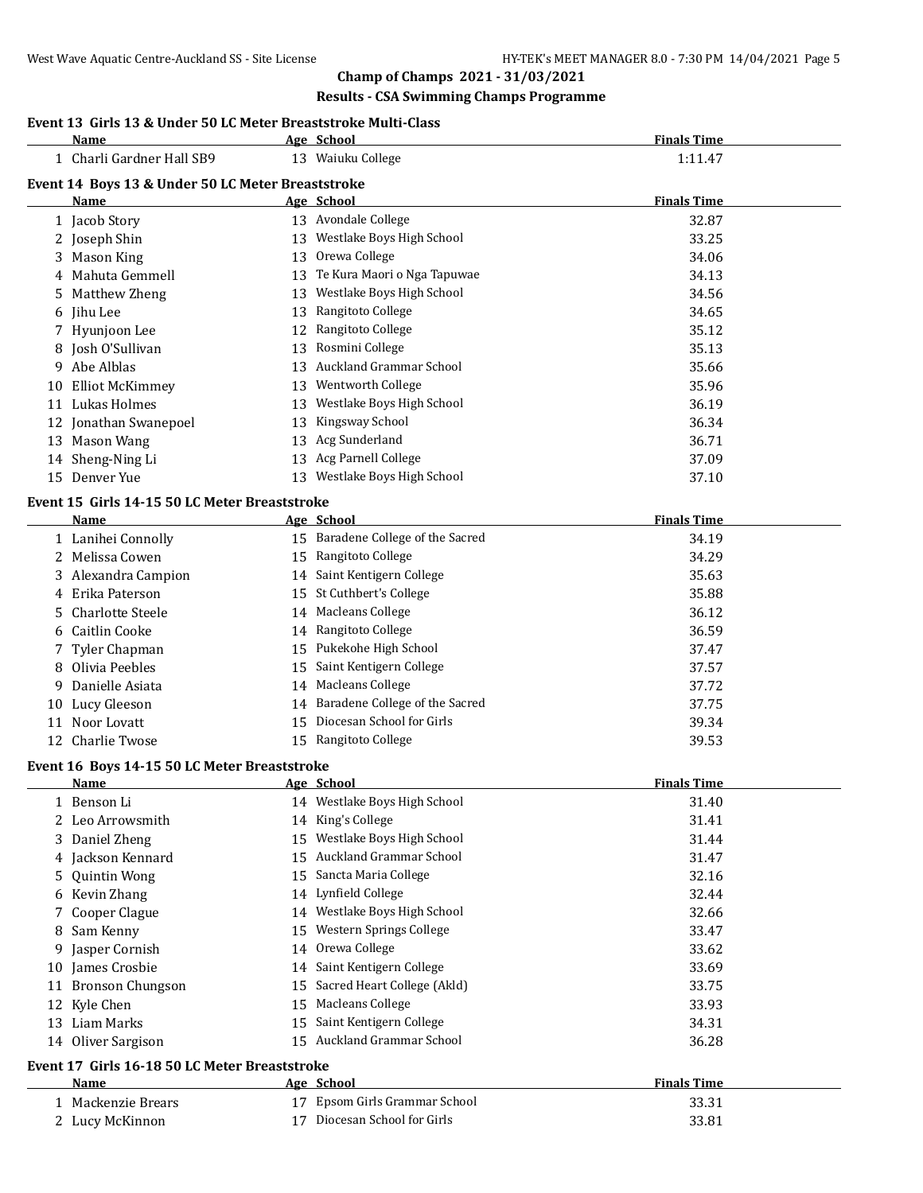## Champ of Champs 2021 - 31/03/2021

### Results - CSA Swimming Champs Programme

#### Event 13 Girls 13 & Under 50 LC Meter Breaststroke Multi-Class

| | Name | Age | School | Finals Time |
|---|---|---|---|---|
| 1 | Charli Gardner Hall SB9 | 13 | Waiuku College | 1:11.47 |

#### Event 14 Boys 13 & Under 50 LC Meter Breaststroke

| | Name | Age | School | Finals Time |
|---|---|---|---|---|
| 1 | Jacob Story | 13 | Avondale College | 32.87 |
| 2 | Joseph Shin | 13 | Westlake Boys High School | 33.25 |
| 3 | Mason King | 13 | Orewa College | 34.06 |
| 4 | Mahuta Gemmell | 13 | Te Kura Maori o Nga Tapuwae | 34.13 |
| 5 | Matthew Zheng | 13 | Westlake Boys High School | 34.56 |
| 6 | Jihu Lee | 13 | Rangitoto College | 34.65 |
| 7 | Hyunjoon Lee | 12 | Rangitoto College | 35.12 |
| 8 | Josh O'Sullivan | 13 | Rosmini College | 35.13 |
| 9 | Abe Alblas | 13 | Auckland Grammar School | 35.66 |
| 10 | Elliot McKimmey | 13 | Wentworth College | 35.96 |
| 11 | Lukas Holmes | 13 | Westlake Boys High School | 36.19 |
| 12 | Jonathan Swanepoel | 13 | Kingsway School | 36.34 |
| 13 | Mason Wang | 13 | Acg Sunderland | 36.71 |
| 14 | Sheng-Ning Li | 13 | Acg Parnell College | 37.09 |
| 15 | Denver Yue | 13 | Westlake Boys High School | 37.10 |

#### Event 15 Girls 14-15 50 LC Meter Breaststroke

| | Name | Age | School | Finals Time |
|---|---|---|---|---|
| 1 | Lanihei Connolly | 15 | Baradene College of the Sacred | 34.19 |
| 2 | Melissa Cowen | 15 | Rangitoto College | 34.29 |
| 3 | Alexandra Campion | 14 | Saint Kentigern College | 35.63 |
| 4 | Erika Paterson | 15 | St Cuthbert's College | 35.88 |
| 5 | Charlotte Steele | 14 | Macleans College | 36.12 |
| 6 | Caitlin Cooke | 14 | Rangitoto College | 36.59 |
| 7 | Tyler Chapman | 15 | Pukekohe High School | 37.47 |
| 8 | Olivia Peebles | 15 | Saint Kentigern College | 37.57 |
| 9 | Danielle Asiata | 14 | Macleans College | 37.72 |
| 10 | Lucy Gleeson | 14 | Baradene College of the Sacred | 37.75 |
| 11 | Noor Lovatt | 15 | Diocesan School for Girls | 39.34 |
| 12 | Charlie Twose | 15 | Rangitoto College | 39.53 |

#### Event 16 Boys 14-15 50 LC Meter Breaststroke

| | Name | Age | School | Finals Time |
|---|---|---|---|---|
| 1 | Benson Li | 14 | Westlake Boys High School | 31.40 |
| 2 | Leo Arrowsmith | 14 | King's College | 31.41 |
| 3 | Daniel Zheng | 15 | Westlake Boys High School | 31.44 |
| 4 | Jackson Kennard | 15 | Auckland Grammar School | 31.47 |
| 5 | Quintin Wong | 15 | Sancta Maria College | 32.16 |
| 6 | Kevin Zhang | 14 | Lynfield College | 32.44 |
| 7 | Cooper Clague | 14 | Westlake Boys High School | 32.66 |
| 8 | Sam Kenny | 15 | Western Springs College | 33.47 |
| 9 | Jasper Cornish | 14 | Orewa College | 33.62 |
| 10 | James Crosbie | 14 | Saint Kentigern College | 33.69 |
| 11 | Bronson Chungson | 15 | Sacred Heart College (Akld) | 33.75 |
| 12 | Kyle Chen | 15 | Macleans College | 33.93 |
| 13 | Liam Marks | 15 | Saint Kentigern College | 34.31 |
| 14 | Oliver Sargison | 15 | Auckland Grammar School | 36.28 |

#### Event 17 Girls 16-18 50 LC Meter Breaststroke

| | Name | Age | School | Finals Time |
|---|---|---|---|---|
| 1 | Mackenzie Brears | 17 | Epsom Girls Grammar School | 33.31 |
| 2 | Lucy McKinnon | 17 | Diocesan School for Girls | 33.81 |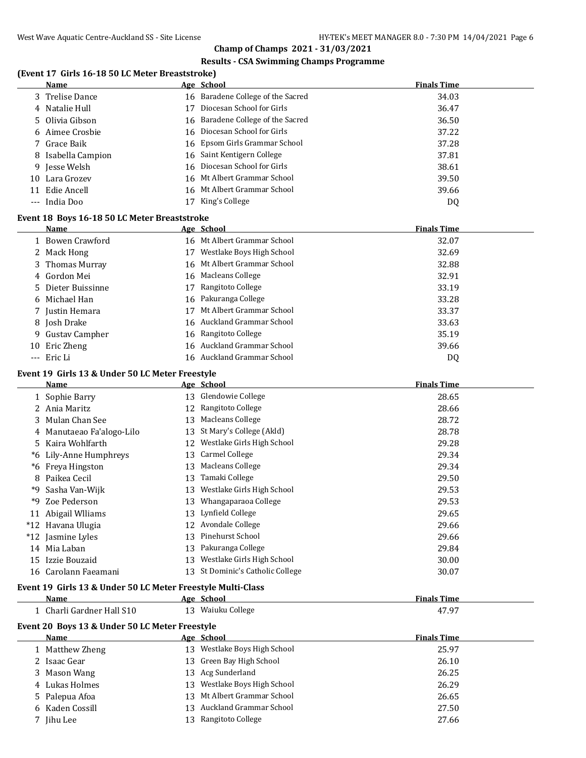## Champ of Champs 2021 - 31/03/2021

### Results - CSA Swimming Champs Programme

### (Event 17 Girls 16-18 50 LC Meter Breaststroke)

| | Name | Age | School | Finals Time |
|---|---|---|---|---|
| 3 | Trelise Dance | 16 | Baradene College of the Sacred | 34.03 |
| 4 | Natalie Hull | 17 | Diocesan School for Girls | 36.47 |
| 5 | Olivia Gibson | 16 | Baradene College of the Sacred | 36.50 |
| 6 | Aimee Crosbie | 16 | Diocesan School for Girls | 37.22 |
| 7 | Grace Baik | 16 | Epsom Girls Grammar School | 37.28 |
| 8 | Isabella Campion | 16 | Saint Kentigern College | 37.81 |
| 9 | Jesse Welsh | 16 | Diocesan School for Girls | 38.61 |
| 10 | Lara Grozev | 16 | Mt Albert Grammar School | 39.50 |
| 11 | Edie Ancell | 16 | Mt Albert Grammar School | 39.66 |
| --- | India Doo | 17 | King's College | DQ |

### Event 18 Boys 16-18 50 LC Meter Breaststroke

| | Name | Age | School | Finals Time |
|---|---|---|---|---|
| 1 | Bowen Crawford | 16 | Mt Albert Grammar School | 32.07 |
| 2 | Mack Hong | 17 | Westlake Boys High School | 32.69 |
| 3 | Thomas Murray | 16 | Mt Albert Grammar School | 32.88 |
| 4 | Gordon Mei | 16 | Macleans College | 32.91 |
| 5 | Dieter Buissinne | 17 | Rangitoto College | 33.19 |
| 6 | Michael Han | 16 | Pakuranga College | 33.28 |
| 7 | Justin Hemara | 17 | Mt Albert Grammar School | 33.37 |
| 8 | Josh Drake | 16 | Auckland Grammar School | 33.63 |
| 9 | Gustav Campher | 16 | Rangitoto College | 35.19 |
| 10 | Eric Zheng | 16 | Auckland Grammar School | 39.66 |
| --- | Eric Li | 16 | Auckland Grammar School | DQ |

### Event 19 Girls 13 & Under 50 LC Meter Freestyle

| | Name | Age | School | Finals Time |
|---|---|---|---|---|
| 1 | Sophie Barry | 13 | Glendowie College | 28.65 |
| 2 | Ania Maritz | 12 | Rangitoto College | 28.66 |
| 3 | Mulan Chan See | 13 | Macleans College | 28.72 |
| 4 | Manutaeao Fa'alogo-Lilo | 13 | St Mary's College (Akld) | 28.78 |
| 5 | Kaira Wohlfarth | 12 | Westlake Girls High School | 29.28 |
| *6 | Lily-Anne Humphreys | 13 | Carmel College | 29.34 |
| *6 | Freya Hingston | 13 | Macleans College | 29.34 |
| 8 | Paikea Cecil | 13 | Tamaki College | 29.50 |
| *9 | Sasha Van-Wijk | 13 | Westlake Girls High School | 29.53 |
| *9 | Zoe Pederson | 13 | Whangaparaoa College | 29.53 |
| 11 | Abigail Wlliams | 13 | Lynfield College | 29.65 |
| *12 | Havana Ulugia | 12 | Avondale College | 29.66 |
| *12 | Jasmine Lyles | 13 | Pinehurst School | 29.66 |
| 14 | Mia Laban | 13 | Pakuranga College | 29.84 |
| 15 | Izzie Bouzaid | 13 | Westlake Girls High School | 30.00 |
| 16 | Carolann Faeamani | 13 | St Dominic's Catholic College | 30.07 |

### Event 19 Girls 13 & Under 50 LC Meter Freestyle Multi-Class

| | Name | Age | School | Finals Time |
|---|---|---|---|---|
| 1 | Charli Gardner Hall S10 | 13 | Waiuku College | 47.97 |

### Event 20 Boys 13 & Under 50 LC Meter Freestyle

| | Name | Age | School | Finals Time |
|---|---|---|---|---|
| 1 | Matthew Zheng | 13 | Westlake Boys High School | 25.97 |
| 2 | Isaac Gear | 13 | Green Bay High School | 26.10 |
| 3 | Mason Wang | 13 | Acg Sunderland | 26.25 |
| 4 | Lukas Holmes | 13 | Westlake Boys High School | 26.29 |
| 5 | Palepua Afoa | 13 | Mt Albert Grammar School | 26.65 |
| 6 | Kaden Cossill | 13 | Auckland Grammar School | 27.50 |
| 7 | Jihu Lee | 13 | Rangitoto College | 27.66 |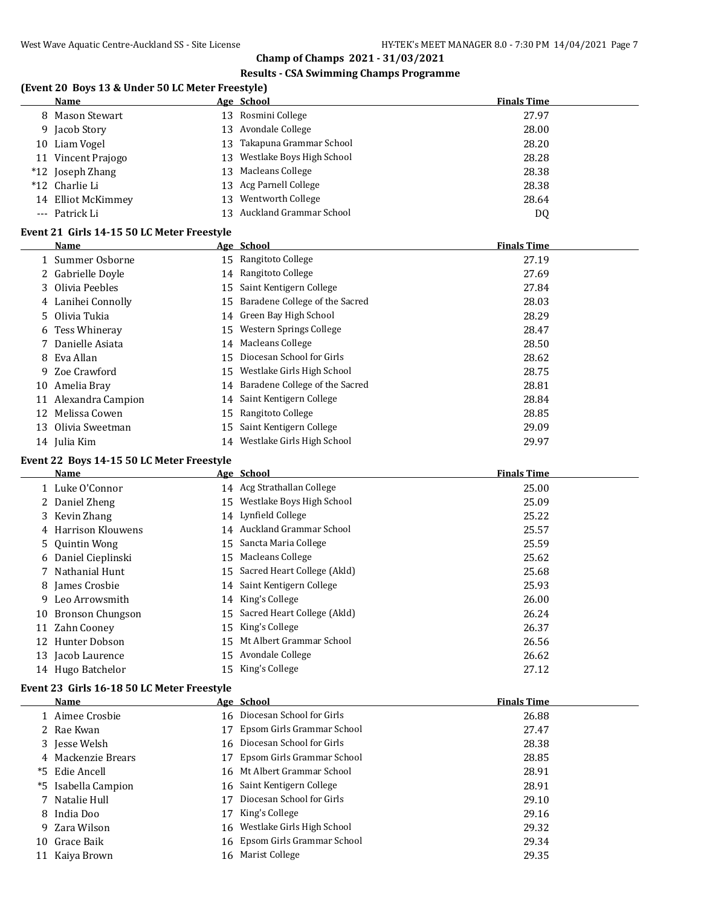## Champ of Champs 2021 - 31/03/2021

### Results - CSA Swimming Champs Programme

### (Event 20 Boys 13 & Under 50 LC Meter Freestyle)

| | Name | Age | School | Finals Time |
|---|---|---|---|---|
| 8 | Mason Stewart | 13 | Rosmini College | 27.97 |
| 9 | Jacob Story | 13 | Avondale College | 28.00 |
| 10 | Liam Vogel | 13 | Takapuna Grammar School | 28.20 |
| 11 | Vincent Prajogo | 13 | Westlake Boys High School | 28.28 |
| *12 | Joseph Zhang | 13 | Macleans College | 28.38 |
| *12 | Charlie Li | 13 | Acg Parnell College | 28.38 |
| 14 | Elliot McKimmey | 13 | Wentworth College | 28.64 |
| --- | Patrick Li | 13 | Auckland Grammar School | DQ |

### Event 21 Girls 14-15 50 LC Meter Freestyle

| | Name | Age | School | Finals Time |
|---|---|---|---|---|
| 1 | Summer Osborne | 15 | Rangitoto College | 27.19 |
| 2 | Gabrielle Doyle | 14 | Rangitoto College | 27.69 |
| 3 | Olivia Peebles | 15 | Saint Kentigern College | 27.84 |
| 4 | Lanihei Connolly | 15 | Baradene College of the Sacred | 28.03 |
| 5 | Olivia Tukia | 14 | Green Bay High School | 28.29 |
| 6 | Tess Whineray | 15 | Western Springs College | 28.47 |
| 7 | Danielle Asiata | 14 | Macleans College | 28.50 |
| 8 | Eva Allan | 15 | Diocesan School for Girls | 28.62 |
| 9 | Zoe Crawford | 15 | Westlake Girls High School | 28.75 |
| 10 | Amelia Bray | 14 | Baradene College of the Sacred | 28.81 |
| 11 | Alexandra Campion | 14 | Saint Kentigern College | 28.84 |
| 12 | Melissa Cowen | 15 | Rangitoto College | 28.85 |
| 13 | Olivia Sweetman | 15 | Saint Kentigern College | 29.09 |
| 14 | Julia Kim | 14 | Westlake Girls High School | 29.97 |

### Event 22 Boys 14-15 50 LC Meter Freestyle

| | Name | Age | School | Finals Time |
|---|---|---|---|---|
| 1 | Luke O'Connor | 14 | Acg Strathallan College | 25.00 |
| 2 | Daniel Zheng | 15 | Westlake Boys High School | 25.09 |
| 3 | Kevin Zhang | 14 | Lynfield College | 25.22 |
| 4 | Harrison Klouwens | 14 | Auckland Grammar School | 25.57 |
| 5 | Quintin Wong | 15 | Sancta Maria College | 25.59 |
| 6 | Daniel Cieplinski | 15 | Macleans College | 25.62 |
| 7 | Nathanial Hunt | 15 | Sacred Heart College (Akld) | 25.68 |
| 8 | James Crosbie | 14 | Saint Kentigern College | 25.93 |
| 9 | Leo Arrowsmith | 14 | King's College | 26.00 |
| 10 | Bronson Chungson | 15 | Sacred Heart College (Akld) | 26.24 |
| 11 | Zahn Cooney | 15 | King's College | 26.37 |
| 12 | Hunter Dobson | 15 | Mt Albert Grammar School | 26.56 |
| 13 | Jacob Laurence | 15 | Avondale College | 26.62 |
| 14 | Hugo Batchelor | 15 | King's College | 27.12 |

### Event 23 Girls 16-18 50 LC Meter Freestyle

| | Name | Age | School | Finals Time |
|---|---|---|---|---|
| 1 | Aimee Crosbie | 16 | Diocesan School for Girls | 26.88 |
| 2 | Rae Kwan | 17 | Epsom Girls Grammar School | 27.47 |
| 3 | Jesse Welsh | 16 | Diocesan School for Girls | 28.38 |
| 4 | Mackenzie Brears | 17 | Epsom Girls Grammar School | 28.85 |
| *5 | Edie Ancell | 16 | Mt Albert Grammar School | 28.91 |
| *5 | Isabella Campion | 16 | Saint Kentigern College | 28.91 |
| 7 | Natalie Hull | 17 | Diocesan School for Girls | 29.10 |
| 8 | India Doo | 17 | King's College | 29.16 |
| 9 | Zara Wilson | 16 | Westlake Girls High School | 29.32 |
| 10 | Grace Baik | 16 | Epsom Girls Grammar School | 29.34 |
| 11 | Kaiya Brown | 16 | Marist College | 29.35 |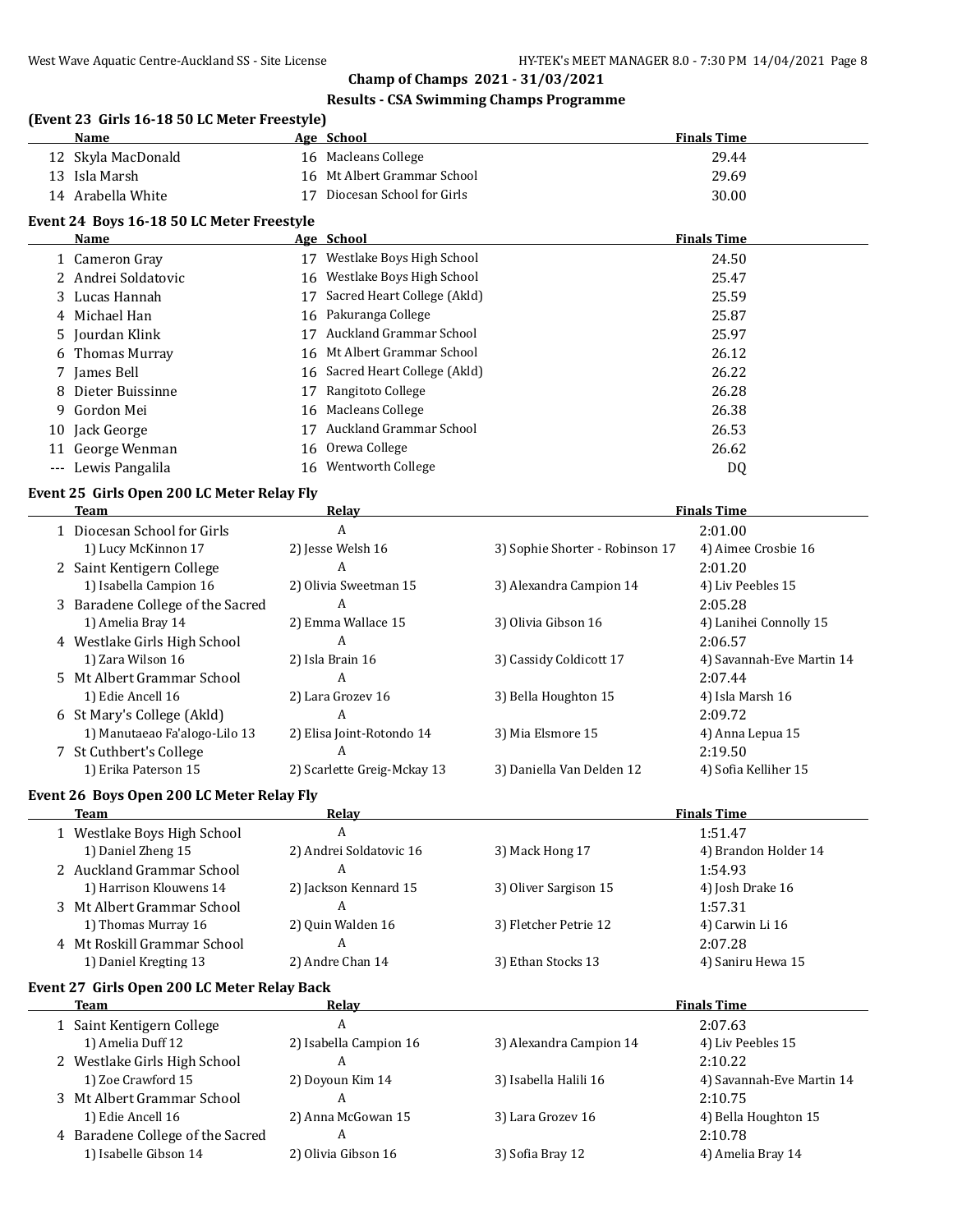## Champ of Champs 2021 - 31/03/2021

### Results - CSA Swimming Champs Programme

### (Event 23 Girls 16-18 50 LC Meter Freestyle)

| | Name | Age | School | Finals Time |
|---|---|---|---|---|
| 12 | Skyla MacDonald | 16 | Macleans College | 29.44 |
| 13 | Isla Marsh | 16 | Mt Albert Grammar School | 29.69 |
| 14 | Arabella White | 17 | Diocesan School for Girls | 30.00 |

### Event 24 Boys 16-18 50 LC Meter Freestyle

| | Name | Age | School | Finals Time |
|---|---|---|---|---|
| 1 | Cameron Gray | 17 | Westlake Boys High School | 24.50 |
| 2 | Andrei Soldatovic | 16 | Westlake Boys High School | 25.47 |
| 3 | Lucas Hannah | 17 | Sacred Heart College (Akld) | 25.59 |
| 4 | Michael Han | 16 | Pakuranga College | 25.87 |
| 5 | Jourdan Klink | 17 | Auckland Grammar School | 25.97 |
| 6 | Thomas Murray | 16 | Mt Albert Grammar School | 26.12 |
| 7 | James Bell | 16 | Sacred Heart College (Akld) | 26.22 |
| 8 | Dieter Buissinne | 17 | Rangitoto College | 26.28 |
| 9 | Gordon Mei | 16 | Macleans College | 26.38 |
| 10 | Jack George | 17 | Auckland Grammar School | 26.53 |
| 11 | George Wenman | 16 | Orewa College | 26.62 |
| --- | Lewis Pangalila | 16 | Wentworth College | DQ |

### Event 25 Girls Open 200 LC Meter Relay Fly

| | Team | Relay | | Finals Time |
|---|---|---|---|---|
| 1 | Diocesan School for Girls | A | | 2:01.00 |
| | 1) Lucy McKinnon 17 | 2) Jesse Welsh 16 | 3) Sophie Shorter - Robinson 17 | 4) Aimee Crosbie 16 |
| 2 | Saint Kentigern College | A | | 2:01.20 |
| | 1) Isabella Campion 16 | 2) Olivia Sweetman 15 | 3) Alexandra Campion 14 | 4) Liv Peebles 15 |
| 3 | Baradene College of the Sacred | A | | 2:05.28 |
| | 1) Amelia Bray 14 | 2) Emma Wallace 15 | 3) Olivia Gibson 16 | 4) Lanihei Connolly 15 |
| 4 | Westlake Girls High School | A | | 2:06.57 |
| | 1) Zara Wilson 16 | 2) Isla Brain 16 | 3) Cassidy Coldicott 17 | 4) Savannah-Eve Martin 14 |
| 5 | Mt Albert Grammar School | A | | 2:07.44 |
| | 1) Edie Ancell 16 | 2) Lara Grozev 16 | 3) Bella Houghton 15 | 4) Isla Marsh 16 |
| 6 | St Mary's College (Akld) | A | | 2:09.72 |
| | 1) Manutaeao Fa'alogo-Lilo 13 | 2) Elisa Joint-Rotondo 14 | 3) Mia Elsmore 15 | 4) Anna Lepua 15 |
| 7 | St Cuthbert's College | A | | 2:19.50 |
| | 1) Erika Paterson 15 | 2) Scarlette Greig-Mckay 13 | 3) Daniella Van Delden 12 | 4) Sofia Kelliher 15 |

### Event 26 Boys Open 200 LC Meter Relay Fly

| | Team | Relay | | Finals Time |
|---|---|---|---|---|
| 1 | Westlake Boys High School | A | | 1:51.47 |
| | 1) Daniel Zheng 15 | 2) Andrei Soldatovic 16 | 3) Mack Hong 17 | 4) Brandon Holder 14 |
| 2 | Auckland Grammar School | A | | 1:54.93 |
| | 1) Harrison Klouwens 14 | 2) Jackson Kennard 15 | 3) Oliver Sargison 15 | 4) Josh Drake 16 |
| 3 | Mt Albert Grammar School | A | | 1:57.31 |
| | 1) Thomas Murray 16 | 2) Quin Walden 16 | 3) Fletcher Petrie 12 | 4) Carwin Li 16 |
| 4 | Mt Roskill Grammar School | A | | 2:07.28 |
| | 1) Daniel Kregting 13 | 2) Andre Chan 14 | 3) Ethan Stocks 13 | 4) Saniru Hewa 15 |

### Event 27 Girls Open 200 LC Meter Relay Back

| | Team | Relay | | Finals Time |
|---|---|---|---|---|
| 1 | Saint Kentigern College | A | | 2:07.63 |
| | 1) Amelia Duff 12 | 2) Isabella Campion 16 | 3) Alexandra Campion 14 | 4) Liv Peebles 15 |
| 2 | Westlake Girls High School | A | | 2:10.22 |
| | 1) Zoe Crawford 15 | 2) Doyoun Kim 14 | 3) Isabella Halili 16 | 4) Savannah-Eve Martin 14 |
| 3 | Mt Albert Grammar School | A | | 2:10.75 |
| | 1) Edie Ancell 16 | 2) Anna McGowan 15 | 3) Lara Grozev 16 | 4) Bella Houghton 15 |
| 4 | Baradene College of the Sacred | A | | 2:10.78 |
| | 1) Isabelle Gibson 14 | 2) Olivia Gibson 16 | 3) Sofia Bray 12 | 4) Amelia Bray 14 |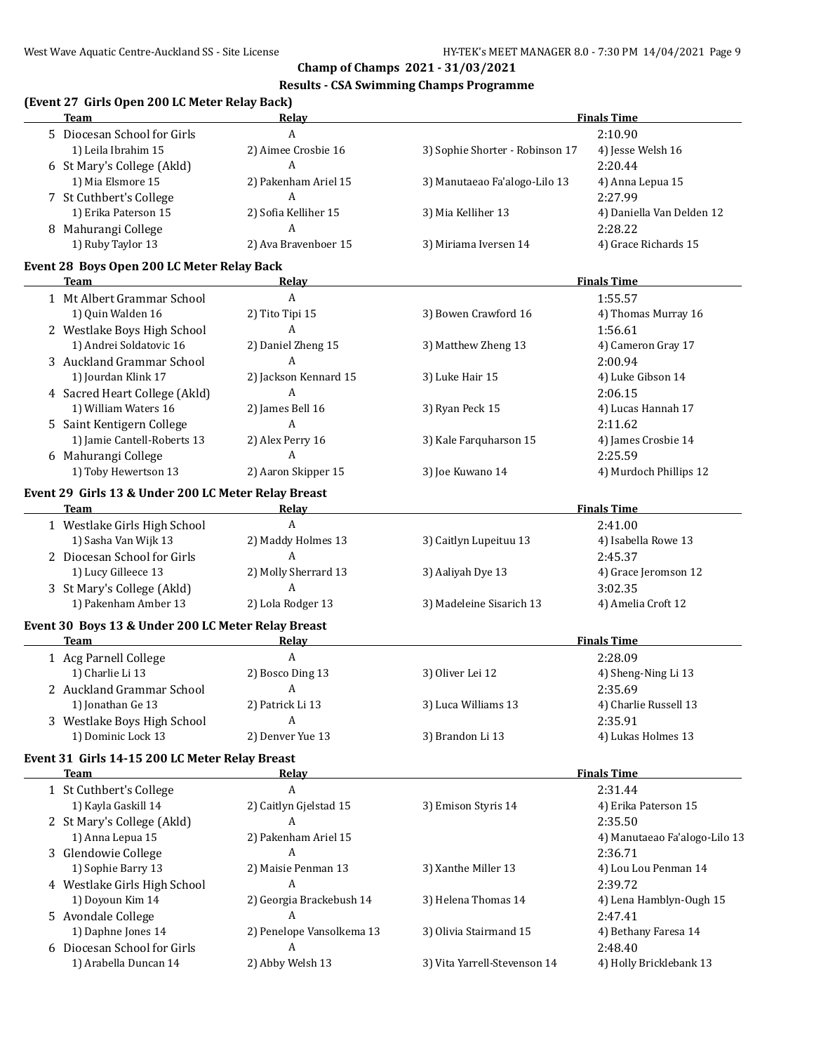**Champ of Champs 2021 - 31/03/2021**

**Results - CSA Swimming Champs Programme**

### (Event 27 Girls Open 200 LC Meter Relay Back)

| | Team | Relay | | Finals Time |
|---|---|---|---|---|
| 5 | Diocesan School for Girls | A | | 2:10.90 |
| | 1) Leila Ibrahim 15 | 2) Aimee Crosbie 16 | 3) Sophie Shorter - Robinson 17 | 4) Jesse Welsh 16 |
| 6 | St Mary's College (Akld) | A | | 2:20.44 |
| | 1) Mia Elsmore 15 | 2) Pakenham Ariel 15 | 3) Manutaeao Fa'alogo-Lilo 13 | 4) Anna Lepua 15 |
| 7 | St Cuthbert's College | A | | 2:27.99 |
| | 1) Erika Paterson 15 | 2) Sofia Kelliher 15 | 3) Mia Kelliher 13 | 4) Daniella Van Delden 12 |
| 8 | Mahurangi College | A | | 2:28.22 |
| | 1) Ruby Taylor 13 | 2) Ava Bravenboer 15 | 3) Miriama Iversen 14 | 4) Grace Richards 15 |

### Event 28 Boys Open 200 LC Meter Relay Back

| | Team | Relay | | Finals Time |
|---|---|---|---|---|
| 1 | Mt Albert Grammar School | A | | 1:55.57 |
| | 1) Quin Walden 16 | 2) Tito Tipi 15 | 3) Bowen Crawford 16 | 4) Thomas Murray 16 |
| 2 | Westlake Boys High School | A | | 1:56.61 |
| | 1) Andrei Soldatovic 16 | 2) Daniel Zheng 15 | 3) Matthew Zheng 13 | 4) Cameron Gray 17 |
| 3 | Auckland Grammar School | A | | 2:00.94 |
| | 1) Jourdan Klink 17 | 2) Jackson Kennard 15 | 3) Luke Hair 15 | 4) Luke Gibson 14 |
| 4 | Sacred Heart College (Akld) | A | | 2:06.15 |
| | 1) William Waters 16 | 2) James Bell 16 | 3) Ryan Peck 15 | 4) Lucas Hannah 17 |
| 5 | Saint Kentigern College | A | | 2:11.62 |
| | 1) Jamie Cantell-Roberts 13 | 2) Alex Perry 16 | 3) Kale Farquharson 15 | 4) James Crosbie 14 |
| 6 | Mahurangi College | A | | 2:25.59 |
| | 1) Toby Hewertson 13 | 2) Aaron Skipper 15 | 3) Joe Kuwano 14 | 4) Murdoch Phillips 12 |

### Event 29 Girls 13 & Under 200 LC Meter Relay Breast

| | Team | Relay | | Finals Time |
|---|---|---|---|---|
| 1 | Westlake Girls High School | A | | 2:41.00 |
| | 1) Sasha Van Wijk 13 | 2) Maddy Holmes 13 | 3) Caitlyn Lupeituu 13 | 4) Isabella Rowe 13 |
| 2 | Diocesan School for Girls | A | | 2:45.37 |
| | 1) Lucy Gilleece 13 | 2) Molly Sherrard 13 | 3) Aaliyah Dye 13 | 4) Grace Jeromson 12 |
| 3 | St Mary's College (Akld) | A | | 3:02.35 |
| | 1) Pakenham Amber 13 | 2) Lola Rodger 13 | 3) Madeleine Sisarich 13 | 4) Amelia Croft 12 |

### Event 30 Boys 13 & Under 200 LC Meter Relay Breast

| | Team | Relay | | Finals Time |
|---|---|---|---|---|
| 1 | Acg Parnell College | A | | 2:28.09 |
| | 1) Charlie Li 13 | 2) Bosco Ding 13 | 3) Oliver Lei 12 | 4) Sheng-Ning Li 13 |
| 2 | Auckland Grammar School | A | | 2:35.69 |
| | 1) Jonathan Ge 13 | 2) Patrick Li 13 | 3) Luca Williams 13 | 4) Charlie Russell 13 |
| 3 | Westlake Boys High School | A | | 2:35.91 |
| | 1) Dominic Lock 13 | 2) Denver Yue 13 | 3) Brandon Li 13 | 4) Lukas Holmes 13 |

### Event 31 Girls 14-15 200 LC Meter Relay Breast

| | Team | Relay | | Finals Time |
|---|---|---|---|---|
| 1 | St Cuthbert's College | A | | 2:31.44 |
| | 1) Kayla Gaskill 14 | 2) Caitlyn Gjelstad 15 | 3) Emison Styris 14 | 4) Erika Paterson 15 |
| 2 | St Mary's College (Akld) | A | | 2:35.50 |
| | 1) Anna Lepua 15 | 2) Pakenham Ariel 15 | | 4) Manutaeao Fa'alogo-Lilo 13 |
| 3 | Glendowie College | A | | 2:36.71 |
| | 1) Sophie Barry 13 | 2) Maisie Penman 13 | 3) Xanthe Miller 13 | 4) Lou Lou Penman 14 |
| 4 | Westlake Girls High School | A | | 2:39.72 |
| | 1) Doyoun Kim 14 | 2) Georgia Brackebush 14 | 3) Helena Thomas 14 | 4) Lena Hamblyn-Ough 15 |
| 5 | Avondale College | A | | 2:47.41 |
| | 1) Daphne Jones 14 | 2) Penelope Vansolkema 13 | 3) Olivia Stairmand 15 | 4) Bethany Faresa 14 |
| 6 | Diocesan School for Girls | A | | 2:48.40 |
| | 1) Arabella Duncan 14 | 2) Abby Welsh 13 | 3) Vita Yarrell-Stevenson 14 | 4) Holly Bricklebank 13 |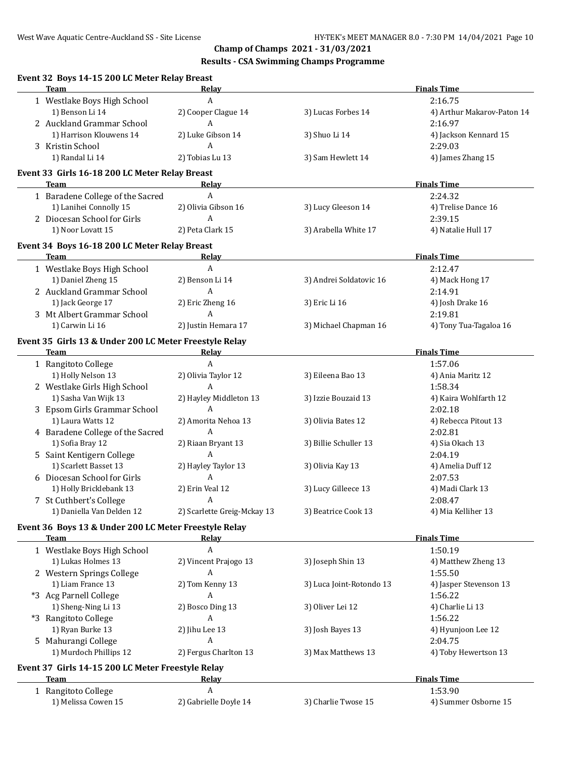# Champ of Champs 2021 - 31/03/2021

## Results - CSA Swimming Champs Programme

### Event 32 Boys 14-15 200 LC Meter Relay Breast

| | Team | Relay | | Finals Time |
|---|---|---|---|---|
| 1 | Westlake Boys High School | A | | 2:16.75 |
| | 1) Benson Li 14 | 2) Cooper Clague 14 | 3) Lucas Forbes 14 | 4) Arthur Makarov-Paton 14 |
| 2 | Auckland Grammar School | A | | 2:16.97 |
| | 1) Harrison Klouwens 14 | 2) Luke Gibson 14 | 3) Shuo Li 14 | 4) Jackson Kennard 15 |
| 3 | Kristin School | A | | 2:29.03 |
| | 1) Randal Li 14 | 2) Tobias Lu 13 | 3) Sam Hewlett 14 | 4) James Zhang 15 |

### Event 33 Girls 16-18 200 LC Meter Relay Breast

| | Team | Relay | | Finals Time |
|---|---|---|---|---|
| 1 | Baradene College of the Sacred | A | | 2:24.32 |
| | 1) Lanihei Connolly 15 | 2) Olivia Gibson 16 | 3) Lucy Gleeson 14 | 4) Trelise Dance 16 |
| 2 | Diocesan School for Girls | A | | 2:39.15 |
| | 1) Noor Lovatt 15 | 2) Peta Clark 15 | 3) Arabella White 17 | 4) Natalie Hull 17 |

### Event 34 Boys 16-18 200 LC Meter Relay Breast

| | Team | Relay | | Finals Time |
|---|---|---|---|---|
| 1 | Westlake Boys High School | A | | 2:12.47 |
| | 1) Daniel Zheng 15 | 2) Benson Li 14 | 3) Andrei Soldatovic 16 | 4) Mack Hong 17 |
| 2 | Auckland Grammar School | A | | 2:14.91 |
| | 1) Jack George 17 | 2) Eric Zheng 16 | 3) Eric Li 16 | 4) Josh Drake 16 |
| 3 | Mt Albert Grammar School | A | | 2:19.81 |
| | 1) Carwin Li 16 | 2) Justin Hemara 17 | 3) Michael Chapman 16 | 4) Tony Tua-Tagaloa 16 |

### Event 35 Girls 13 & Under 200 LC Meter Freestyle Relay

| | Team | Relay | | Finals Time |
|---|---|---|---|---|
| 1 | Rangitoto College | A | | 1:57.06 |
| | 1) Holly Nelson 13 | 2) Olivia Taylor 12 | 3) Eileena Bao 13 | 4) Ania Maritz 12 |
| 2 | Westlake Girls High School | A | | 1:58.34 |
| | 1) Sasha Van Wijk 13 | 2) Hayley Middleton 13 | 3) Izzie Bouzaid 13 | 4) Kaira Wohlfarth 12 |
| 3 | Epsom Girls Grammar School | A | | 2:02.18 |
| | 1) Laura Watts 12 | 2) Amorita Nehoa 13 | 3) Olivia Bates 12 | 4) Rebecca Pitout 13 |
| 4 | Baradene College of the Sacred | A | | 2:02.81 |
| | 1) Sofia Bray 12 | 2) Riaan Bryant 13 | 3) Billie Schuller 13 | 4) Sia Okach 13 |
| 5 | Saint Kentigern College | A | | 2:04.19 |
| | 1) Scarlett Basset 13 | 2) Hayley Taylor 13 | 3) Olivia Kay 13 | 4) Amelia Duff 12 |
| 6 | Diocesan School for Girls | A | | 2:07.53 |
| | 1) Holly Bricklebank 13 | 2) Erin Veal 12 | 3) Lucy Gilleece 13 | 4) Madi Clark 13 |
| 7 | St Cuthbert's College | A | | 2:08.47 |
| | 1) Daniella Van Delden 12 | 2) Scarlette Greig-Mckay 13 | 3) Beatrice Cook 13 | 4) Mia Kelliher 13 |

### Event 36 Boys 13 & Under 200 LC Meter Freestyle Relay

| | Team | Relay | | Finals Time |
|---|---|---|---|---|
| 1 | Westlake Boys High School | A | | 1:50.19 |
| | 1) Lukas Holmes 13 | 2) Vincent Prajogo 13 | 3) Joseph Shin 13 | 4) Matthew Zheng 13 |
| 2 | Western Springs College | A | | 1:55.50 |
| | 1) Liam France 13 | 2) Tom Kenny 13 | 3) Luca Joint-Rotondo 13 | 4) Jasper Stevenson 13 |
| *3 | Acg Parnell College | A | | 1:56.22 |
| | 1) Sheng-Ning Li 13 | 2) Bosco Ding 13 | 3) Oliver Lei 12 | 4) Charlie Li 13 |
| *3 | Rangitoto College | A | | 1:56.22 |
| | 1) Ryan Burke 13 | 2) Jihu Lee 13 | 3) Josh Bayes 13 | 4) Hyunjoon Lee 12 |
| 5 | Mahurangi College | A | | 2:04.75 |
| | 1) Murdoch Phillips 12 | 2) Fergus Charlton 13 | 3) Max Matthews 13 | 4) Toby Hewertson 13 |

### Event 37 Girls 14-15 200 LC Meter Freestyle Relay

| | Team | Relay | | Finals Time |
|---|---|---|---|---|
| 1 | Rangitoto College | A | | 1:53.90 |
| | 1) Melissa Cowen 15 | 2) Gabrielle Doyle 14 | 3) Charlie Twose 15 | 4) Summer Osborne 15 |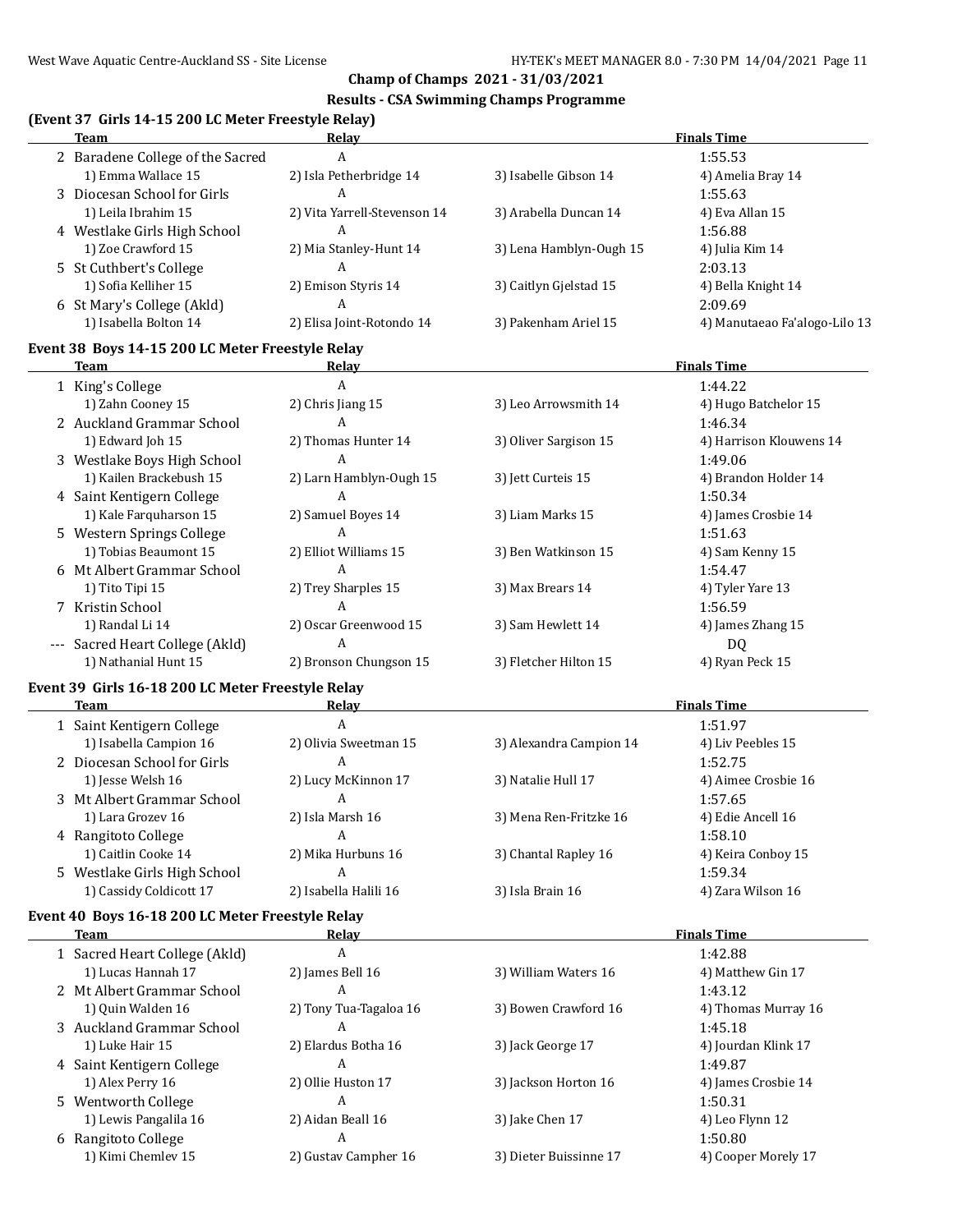**Champ of Champs 2021 - 31/03/2021**

**Results - CSA Swimming Champs Programme**

### (Event 37 Girls 14-15 200 LC Meter Freestyle Relay)

| | Team | Relay | | Finals Time |
|---|---|---|---|---|
| 2 | Baradene College of the Sacred | A | | 1:55.53 |
| | 1) Emma Wallace 15 | 2) Isla Petherbridge 14 | 3) Isabelle Gibson 14 | 4) Amelia Bray 14 |
| 3 | Diocesan School for Girls | A | | 1:55.63 |
| | 1) Leila Ibrahim 15 | 2) Vita Yarrell-Stevenson 14 | 3) Arabella Duncan 14 | 4) Eva Allan 15 |
| 4 | Westlake Girls High School | A | | 1:56.88 |
| | 1) Zoe Crawford 15 | 2) Mia Stanley-Hunt 14 | 3) Lena Hamblyn-Ough 15 | 4) Julia Kim 14 |
| 5 | St Cuthbert's College | A | | 2:03.13 |
| | 1) Sofia Kelliher 15 | 2) Emison Styris 14 | 3) Caitlyn Gjelstad 15 | 4) Bella Knight 14 |
| 6 | St Mary's College (Akld) | A | | 2:09.69 |
| | 1) Isabella Bolton 14 | 2) Elisa Joint-Rotondo 14 | 3) Pakenham Ariel 15 | 4) Manutaeao Fa'alogo-Lilo 13 |

### Event 38 Boys 14-15 200 LC Meter Freestyle Relay

| | Team | Relay | | Finals Time |
|---|---|---|---|---|
| 1 | King's College | A | | 1:44.22 |
| | 1) Zahn Cooney 15 | 2) Chris Jiang 15 | 3) Leo Arrowsmith 14 | 4) Hugo Batchelor 15 |
| 2 | Auckland Grammar School | A | | 1:46.34 |
| | 1) Edward Joh 15 | 2) Thomas Hunter 14 | 3) Oliver Sargison 15 | 4) Harrison Klouwens 14 |
| 3 | Westlake Boys High School | A | | 1:49.06 |
| | 1) Kailen Brackebush 15 | 2) Larn Hamblyn-Ough 15 | 3) Jett Curteis 15 | 4) Brandon Holder 14 |
| 4 | Saint Kentigern College | A | | 1:50.34 |
| | 1) Kale Farquharson 15 | 2) Samuel Boyes 14 | 3) Liam Marks 15 | 4) James Crosbie 14 |
| 5 | Western Springs College | A | | 1:51.63 |
| | 1) Tobias Beaumont 15 | 2) Elliot Williams 15 | 3) Ben Watkinson 15 | 4) Sam Kenny 15 |
| 6 | Mt Albert Grammar School | A | | 1:54.47 |
| | 1) Tito Tipi 15 | 2) Trey Sharples 15 | 3) Max Brears 14 | 4) Tyler Yare 13 |
| 7 | Kristin School | A | | 1:56.59 |
| | 1) Randal Li 14 | 2) Oscar Greenwood 15 | 3) Sam Hewlett 14 | 4) James Zhang 15 |
| --- | Sacred Heart College (Akld) | A | | DQ |
| | 1) Nathanial Hunt 15 | 2) Bronson Chungson 15 | 3) Fletcher Hilton 15 | 4) Ryan Peck 15 |

### Event 39 Girls 16-18 200 LC Meter Freestyle Relay

| | Team | Relay | | Finals Time |
|---|---|---|---|---|
| 1 | Saint Kentigern College | A | | 1:51.97 |
| | 1) Isabella Campion 16 | 2) Olivia Sweetman 15 | 3) Alexandra Campion 14 | 4) Liv Peebles 15 |
| 2 | Diocesan School for Girls | A | | 1:52.75 |
| | 1) Jesse Welsh 16 | 2) Lucy McKinnon 17 | 3) Natalie Hull 17 | 4) Aimee Crosbie 16 |
| 3 | Mt Albert Grammar School | A | | 1:57.65 |
| | 1) Lara Grozev 16 | 2) Isla Marsh 16 | 3) Mena Ren-Fritzke 16 | 4) Edie Ancell 16 |
| 4 | Rangitoto College | A | | 1:58.10 |
| | 1) Caitlin Cooke 14 | 2) Mika Hurbuns 16 | 3) Chantal Rapley 16 | 4) Keira Conboy 15 |
| 5 | Westlake Girls High School | A | | 1:59.34 |
| | 1) Cassidy Coldicott 17 | 2) Isabella Halili 16 | 3) Isla Brain 16 | 4) Zara Wilson 16 |

### Event 40 Boys 16-18 200 LC Meter Freestyle Relay

| | Team | Relay | | Finals Time |
|---|---|---|---|---|
| 1 | Sacred Heart College (Akld) | A | | 1:42.88 |
| | 1) Lucas Hannah 17 | 2) James Bell 16 | 3) William Waters 16 | 4) Matthew Gin 17 |
| 2 | Mt Albert Grammar School | A | | 1:43.12 |
| | 1) Quin Walden 16 | 2) Tony Tua-Tagaloa 16 | 3) Bowen Crawford 16 | 4) Thomas Murray 16 |
| 3 | Auckland Grammar School | A | | 1:45.18 |
| | 1) Luke Hair 15 | 2) Elardus Botha 16 | 3) Jack George 17 | 4) Jourdan Klink 17 |
| 4 | Saint Kentigern College | A | | 1:49.87 |
| | 1) Alex Perry 16 | 2) Ollie Huston 17 | 3) Jackson Horton 16 | 4) James Crosbie 14 |
| 5 | Wentworth College | A | | 1:50.31 |
| | 1) Lewis Pangalila 16 | 2) Aidan Beall 16 | 3) Jake Chen 17 | 4) Leo Flynn 12 |
| 6 | Rangitoto College | A | | 1:50.80 |
| | 1) Kimi Chemlev 15 | 2) Gustav Campher 16 | 3) Dieter Buissinne 17 | 4) Cooper Morely 17 |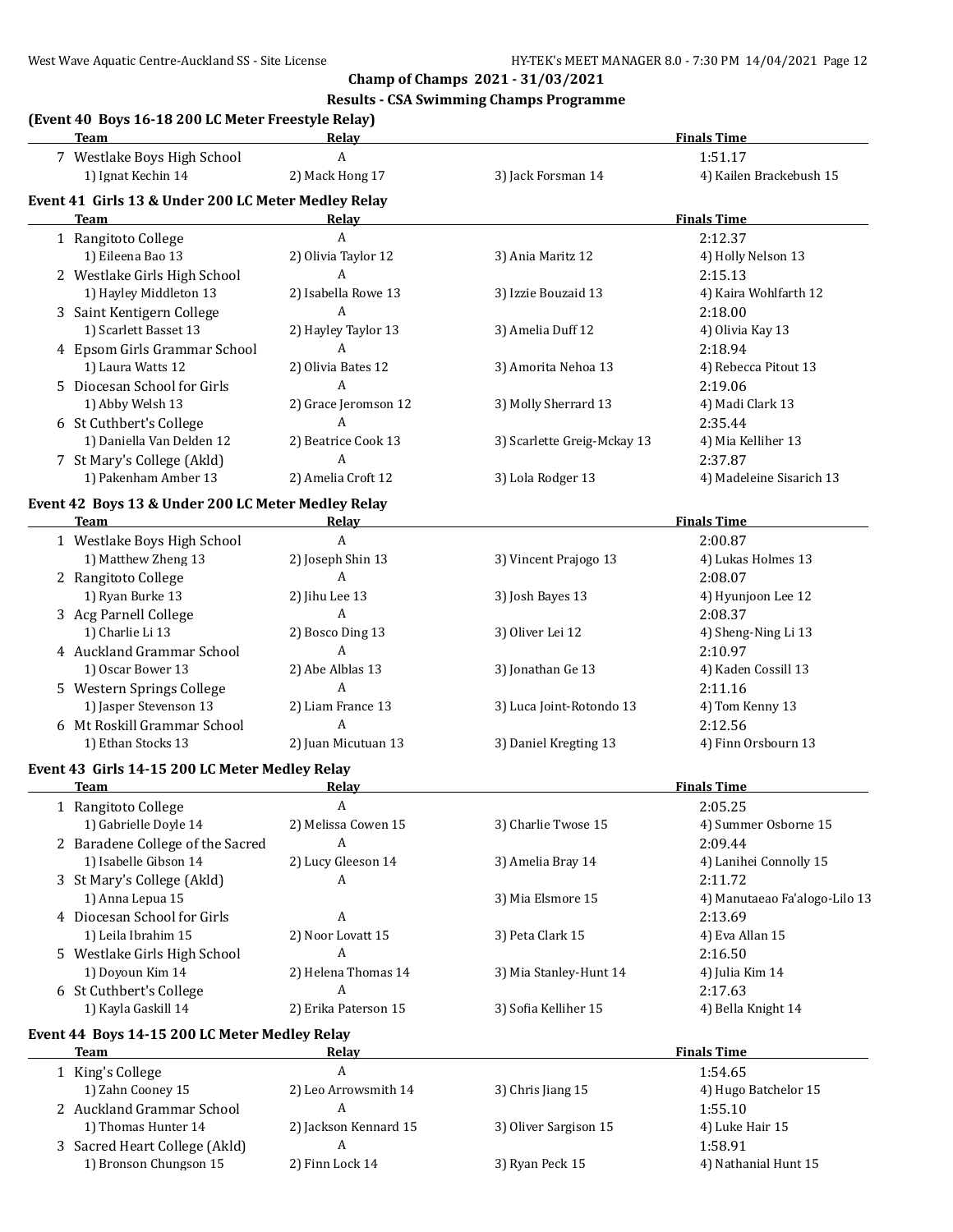**Champ of Champs 2021 - 31/03/2021**

**Results - CSA Swimming Champs Programme**

### (Event 40 Boys 16-18 200 LC Meter Freestyle Relay)

| | Team | Relay | | Finals Time |
|---|---|---|---|---|
| 7 | Westlake Boys High School | A | | 1:51.17 |
| | 1) Ignat Kechin 14 | 2) Mack Hong 17 | 3) Jack Forsman 14 | 4) Kailen Brackebush 15 |

### Event 41 Girls 13 & Under 200 LC Meter Medley Relay

| | Team | Relay | | Finals Time |
|---|---|---|---|---|
| 1 | Rangitoto College | A | | 2:12.37 |
| | 1) Eileena Bao 13 | 2) Olivia Taylor 12 | 3) Ania Maritz 12 | 4) Holly Nelson 13 |
| 2 | Westlake Girls High School | A | | 2:15.13 |
| | 1) Hayley Middleton 13 | 2) Isabella Rowe 13 | 3) Izzie Bouzaid 13 | 4) Kaira Wohlfarth 12 |
| 3 | Saint Kentigern College | A | | 2:18.00 |
| | 1) Scarlett Basset 13 | 2) Hayley Taylor 13 | 3) Amelia Duff 12 | 4) Olivia Kay 13 |
| 4 | Epsom Girls Grammar School | A | | 2:18.94 |
| | 1) Laura Watts 12 | 2) Olivia Bates 12 | 3) Amorita Nehoa 13 | 4) Rebecca Pitout 13 |
| 5 | Diocesan School for Girls | A | | 2:19.06 |
| | 1) Abby Welsh 13 | 2) Grace Jeromson 12 | 3) Molly Sherrard 13 | 4) Madi Clark 13 |
| 6 | St Cuthbert's College | A | | 2:35.44 |
| | 1) Daniella Van Delden 12 | 2) Beatrice Cook 13 | 3) Scarlette Greig-Mckay 13 | 4) Mia Kelliher 13 |
| 7 | St Mary's College (Akld) | A | | 2:37.87 |
| | 1) Pakenham Amber 13 | 2) Amelia Croft 12 | 3) Lola Rodger 13 | 4) Madeleine Sisarich 13 |

### Event 42 Boys 13 & Under 200 LC Meter Medley Relay

| | Team | Relay | | Finals Time |
|---|---|---|---|---|
| 1 | Westlake Boys High School | A | | 2:00.87 |
| | 1) Matthew Zheng 13 | 2) Joseph Shin 13 | 3) Vincent Prajogo 13 | 4) Lukas Holmes 13 |
| 2 | Rangitoto College | A | | 2:08.07 |
| | 1) Ryan Burke 13 | 2) Jihu Lee 13 | 3) Josh Bayes 13 | 4) Hyunjoon Lee 12 |
| 3 | Acg Parnell College | A | | 2:08.37 |
| | 1) Charlie Li 13 | 2) Bosco Ding 13 | 3) Oliver Lei 12 | 4) Sheng-Ning Li 13 |
| 4 | Auckland Grammar School | A | | 2:10.97 |
| | 1) Oscar Bower 13 | 2) Abe Alblas 13 | 3) Jonathan Ge 13 | 4) Kaden Cossill 13 |
| 5 | Western Springs College | A | | 2:11.16 |
| | 1) Jasper Stevenson 13 | 2) Liam France 13 | 3) Luca Joint-Rotondo 13 | 4) Tom Kenny 13 |
| 6 | Mt Roskill Grammar School | A | | 2:12.56 |
| | 1) Ethan Stocks 13 | 2) Juan Micutuan 13 | 3) Daniel Kregting 13 | 4) Finn Orsbourn 13 |

### Event 43 Girls 14-15 200 LC Meter Medley Relay

| | Team | Relay | | Finals Time |
|---|---|---|---|---|
| 1 | Rangitoto College | A | | 2:05.25 |
| | 1) Gabrielle Doyle 14 | 2) Melissa Cowen 15 | 3) Charlie Twose 15 | 4) Summer Osborne 15 |
| 2 | Baradene College of the Sacred | A | | 2:09.44 |
| | 1) Isabelle Gibson 14 | 2) Lucy Gleeson 14 | 3) Amelia Bray 14 | 4) Lanihei Connolly 15 |
| 3 | St Mary's College (Akld) | A | | 2:11.72 |
| | 1) Anna Lepua 15 | | 3) Mia Elsmore 15 | 4) Manutaeao Fa'alogo-Lilo 13 |
| 4 | Diocesan School for Girls | A | | 2:13.69 |
| | 1) Leila Ibrahim 15 | 2) Noor Lovatt 15 | 3) Peta Clark 15 | 4) Eva Allan 15 |
| 5 | Westlake Girls High School | A | | 2:16.50 |
| | 1) Doyoun Kim 14 | 2) Helena Thomas 14 | 3) Mia Stanley-Hunt 14 | 4) Julia Kim 14 |
| 6 | St Cuthbert's College | A | | 2:17.63 |
| | 1) Kayla Gaskill 14 | 2) Erika Paterson 15 | 3) Sofia Kelliher 15 | 4) Bella Knight 14 |

### Event 44 Boys 14-15 200 LC Meter Medley Relay

| | Team | Relay | | Finals Time |
|---|---|---|---|---|
| 1 | King's College | A | | 1:54.65 |
| | 1) Zahn Cooney 15 | 2) Leo Arrowsmith 14 | 3) Chris Jiang 15 | 4) Hugo Batchelor 15 |
| 2 | Auckland Grammar School | A | | 1:55.10 |
| | 1) Thomas Hunter 14 | 2) Jackson Kennard 15 | 3) Oliver Sargison 15 | 4) Luke Hair 15 |
| 3 | Sacred Heart College (Akld) | A | | 1:58.91 |
| | 1) Bronson Chungson 15 | 2) Finn Lock 14 | 3) Ryan Peck 15 | 4) Nathanial Hunt 15 |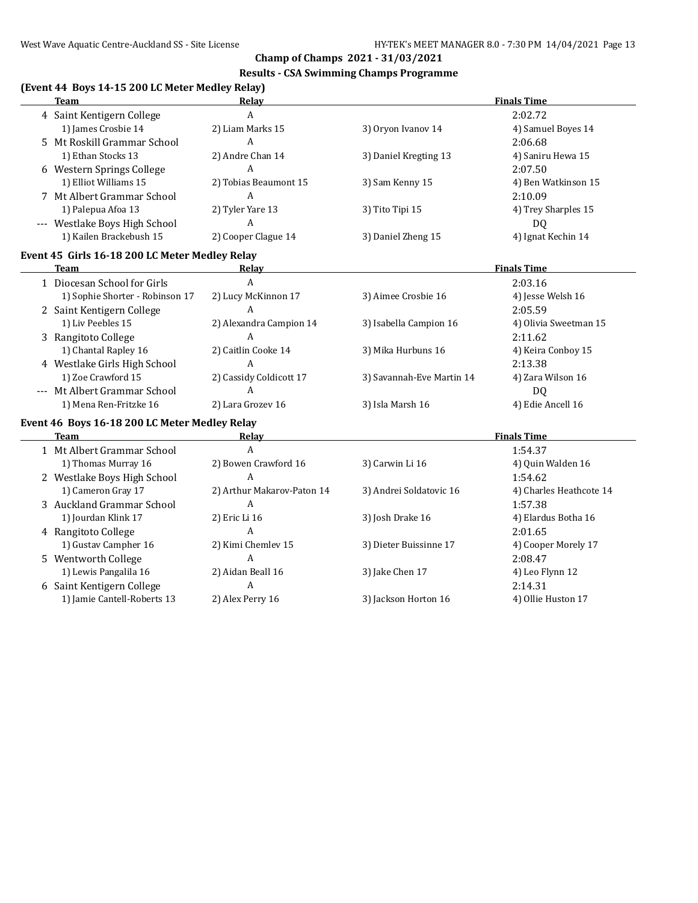**Champ of Champs 2021 - 31/03/2021**

**Results - CSA Swimming Champs Programme**

### (Event 44 Boys 14-15 200 LC Meter Medley Relay)

| | Team | Relay | | Finals Time |
|---|---|---|---|---|
| 4 | Saint Kentigern College | A | | 2:02.72 |
| | 1) James Crosbie 14 | 2) Liam Marks 15 | 3) Oryon Ivanov 14 | 4) Samuel Boyes 14 |
| 5 | Mt Roskill Grammar School | A | | 2:06.68 |
| | 1) Ethan Stocks 13 | 2) Andre Chan 14 | 3) Daniel Kregting 13 | 4) Saniru Hewa 15 |
| 6 | Western Springs College | A | | 2:07.50 |
| | 1) Elliot Williams 15 | 2) Tobias Beaumont 15 | 3) Sam Kenny 15 | 4) Ben Watkinson 15 |
| 7 | Mt Albert Grammar School | A | | 2:10.09 |
| | 1) Palepua Afoa 13 | 2) Tyler Yare 13 | 3) Tito Tipi 15 | 4) Trey Sharples 15 |
| --- | Westlake Boys High School | A | | DQ |
| | 1) Kailen Brackebush 15 | 2) Cooper Clague 14 | 3) Daniel Zheng 15 | 4) Ignat Kechin 14 |

### Event 45 Girls 16-18 200 LC Meter Medley Relay

| | Team | Relay | | Finals Time |
|---|---|---|---|---|
| 1 | Diocesan School for Girls | A | | 2:03.16 |
| | 1) Sophie Shorter - Robinson 17 | 2) Lucy McKinnon 17 | 3) Aimee Crosbie 16 | 4) Jesse Welsh 16 |
| 2 | Saint Kentigern College | A | | 2:05.59 |
| | 1) Liv Peebles 15 | 2) Alexandra Campion 14 | 3) Isabella Campion 16 | 4) Olivia Sweetman 15 |
| 3 | Rangitoto College | A | | 2:11.62 |
| | 1) Chantal Rapley 16 | 2) Caitlin Cooke 14 | 3) Mika Hurbuns 16 | 4) Keira Conboy 15 |
| 4 | Westlake Girls High School | A | | 2:13.38 |
| | 1) Zoe Crawford 15 | 2) Cassidy Coldicott 17 | 3) Savannah-Eve Martin 14 | 4) Zara Wilson 16 |
| --- | Mt Albert Grammar School | A | | DQ |
| | 1) Mena Ren-Fritzke 16 | 2) Lara Grozev 16 | 3) Isla Marsh 16 | 4) Edie Ancell 16 |

### Event 46 Boys 16-18 200 LC Meter Medley Relay

| | Team | Relay | | Finals Time |
|---|---|---|---|---|
| 1 | Mt Albert Grammar School | A | | 1:54.37 |
| | 1) Thomas Murray 16 | 2) Bowen Crawford 16 | 3) Carwin Li 16 | 4) Quin Walden 16 |
| 2 | Westlake Boys High School | A | | 1:54.62 |
| | 1) Cameron Gray 17 | 2) Arthur Makarov-Paton 14 | 3) Andrei Soldatovic 16 | 4) Charles Heathcote 14 |
| 3 | Auckland Grammar School | A | | 1:57.38 |
| | 1) Jourdan Klink 17 | 2) Eric Li 16 | 3) Josh Drake 16 | 4) Elardus Botha 16 |
| 4 | Rangitoto College | A | | 2:01.65 |
| | 1) Gustav Campher 16 | 2) Kimi Chemlev 15 | 3) Dieter Buissinne 17 | 4) Cooper Morely 17 |
| 5 | Wentworth College | A | | 2:08.47 |
| | 1) Lewis Pangalila 16 | 2) Aidan Beall 16 | 3) Jake Chen 17 | 4) Leo Flynn 12 |
| 6 | Saint Kentigern College | A | | 2:14.31 |
| | 1) Jamie Cantell-Roberts 13 | 2) Alex Perry 16 | 3) Jackson Horton 16 | 4) Ollie Huston 17 |